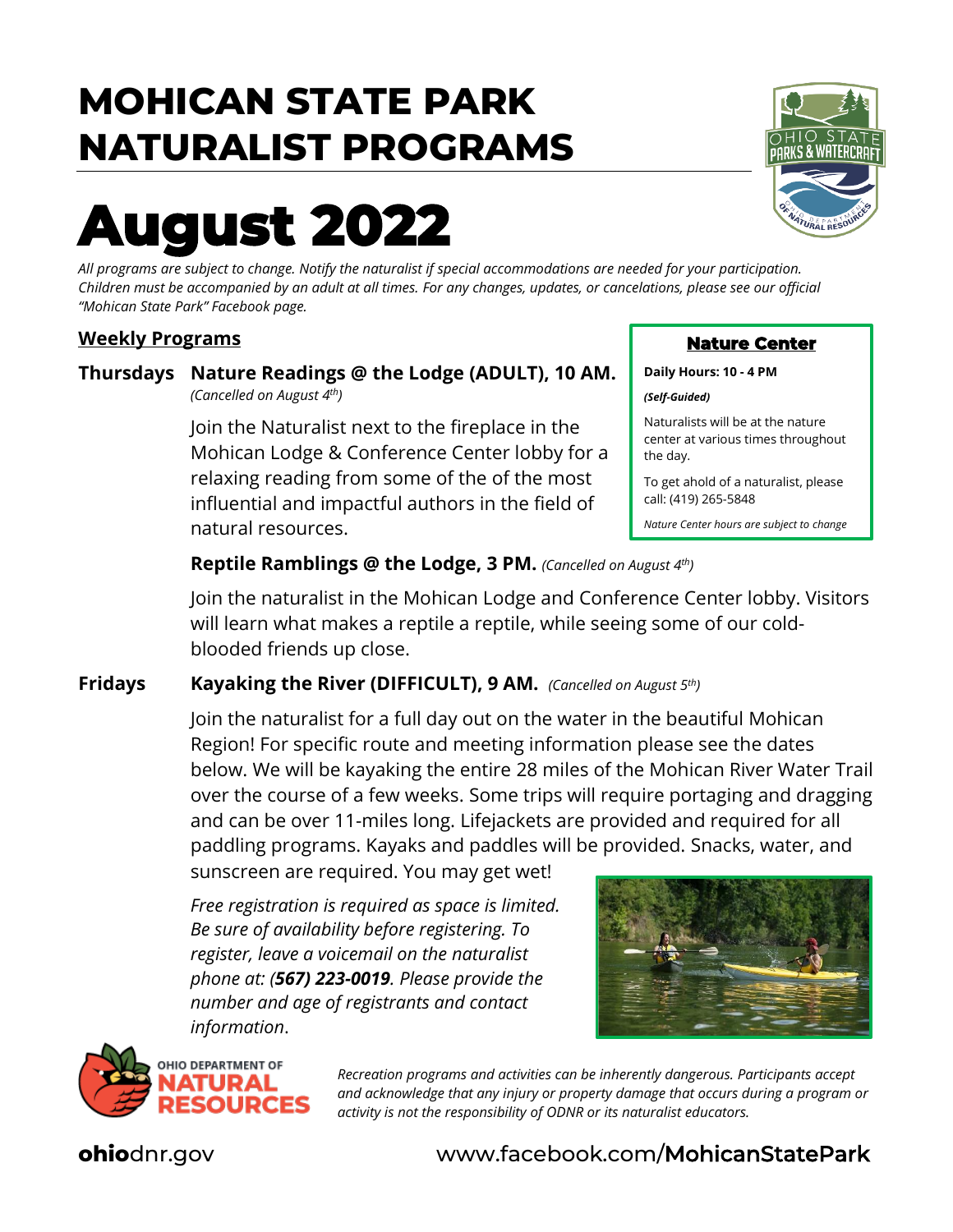# MOHICAN STATE PARK NATURALIST PROGRAMS

# August 2022

*All programs are subject to change. Notify the naturalist if special accommodations are needed for your participation. Children must be accompanied by an adult at all times. For any changes, updates, or cancelations, please see our official "Mohican State Park" Facebook page.*

## Nature Center

**Daily Hours: 10 - 4 PM**

***(Self-Guided)***

Naturalists will be at the nature center at various times throughout the day.

To get ahold of a naturalist, please call: (419) 265-5848

*Nature Center hours are subject to change*

## Weekly Programs

### Thursdays

**Nature Readings @ the Lodge (ADULT), 10 AM.** *(Cancelled on August 4th)*

Join the Naturalist next to the fireplace in the Mohican Lodge & Conference Center lobby for a relaxing reading from some of the of the most influential and impactful authors in the field of natural resources.

**Reptile Ramblings @ the Lodge, 3 PM.** *(Cancelled on August 4th)*

Join the naturalist in the Mohican Lodge and Conference Center lobby. Visitors will learn what makes a reptile a reptile, while seeing some of our cold-blooded friends up close.

### Fridays

**Kayaking the River (DIFFICULT), 9 AM.** *(Cancelled on August 5th)*

Join the naturalist for a full day out on the water in the beautiful Mohican Region! For specific route and meeting information please see the dates below. We will be kayaking the entire 28 miles of the Mohican River Water Trail over the course of a few weeks. Some trips will require portaging and dragging and can be over 11-miles long. Lifejackets are provided and required for all paddling programs. Kayaks and paddles will be provided. Snacks, water, and sunscreen are required. You may get wet!

*Free registration is required as space is limited. Be sure of availability before registering. To register, leave a voicemail on the naturalist phone at: (**567) 223-0019**. Please provide the number and age of registrants and contact information*.

*Recreation programs and activities can be inherently dangerous. Participants accept and acknowledge that any injury or property damage that occurs during a program or activity is not the responsibility of ODNR or its naturalist educators.*

**ohio**dnr.gov www.facebook.com/**MohicanStatePark**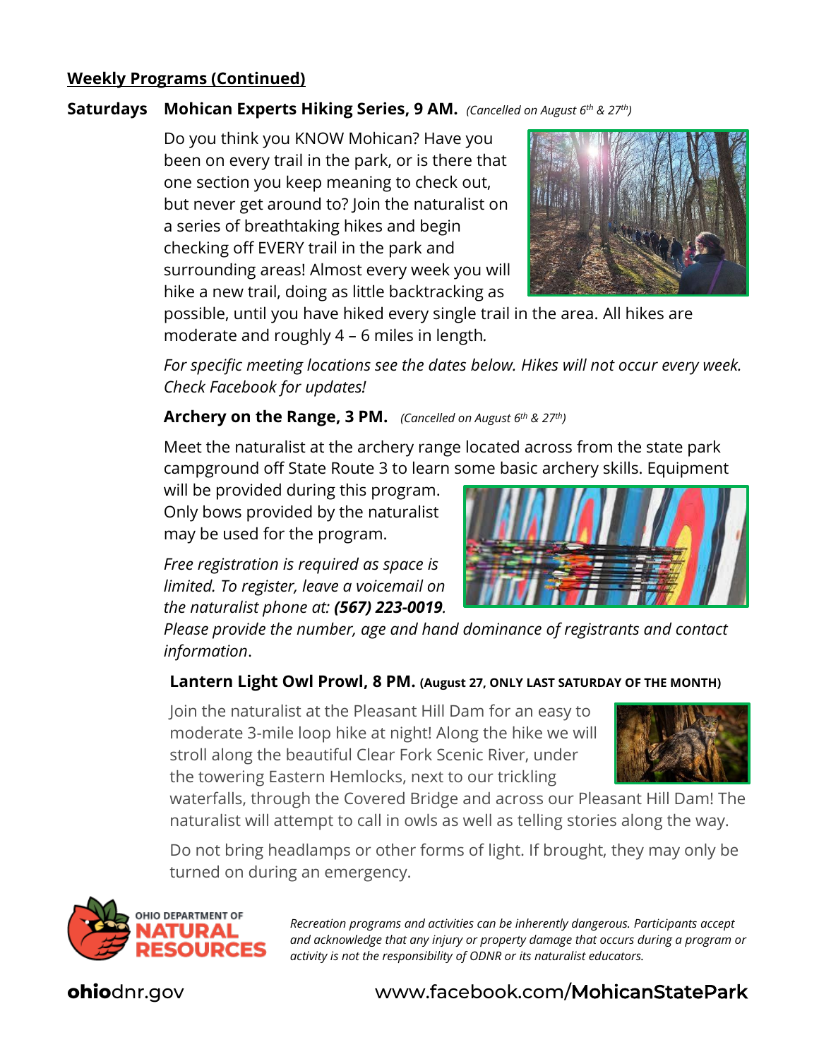## Weekly Programs (Continued)

### Saturdays — Mohican Experts Hiking Series, 9 AM. *(Cancelled on August 6th & 27th)*

Do you think you KNOW Mohican? Have you been on every trail in the park, or is there that one section you keep meaning to check out, but never get around to? Join the naturalist on a series of breathtaking hikes and begin checking off EVERY trail in the park and surrounding areas! Almost every week you will hike a new trail, doing as little backtracking as possible, until you have hiked every single trail in the area. All hikes are moderate and roughly 4 – 6 miles in length.

*For specific meeting locations see the dates below. Hikes will not occur every week. Check Facebook for updates!*

### Archery on the Range, 3 PM. *(Cancelled on August 6th & 27th)*

Meet the naturalist at the archery range located across from the state park campground off State Route 3 to learn some basic archery skills. Equipment will be provided during this program. Only bows provided by the naturalist may be used for the program.

*Free registration is required as space is limited. To register, leave a voicemail on the naturalist phone at:* ***(567) 223-0019****. Please provide the number, age and hand dominance of registrants and contact information*.

### Lantern Light Owl Prowl, 8 PM. (August 27, ONLY LAST SATURDAY OF THE MONTH)

Join the naturalist at the Pleasant Hill Dam for an easy to moderate 3-mile loop hike at night! Along the hike we will stroll along the beautiful Clear Fork Scenic River, under the towering Eastern Hemlocks, next to our trickling waterfalls, through the Covered Bridge and across our Pleasant Hill Dam! The naturalist will attempt to call in owls as well as telling stories along the way.

Do not bring headlamps or other forms of light. If brought, they may only be turned on during an emergency.

OHIO DEPARTMENT OF NATURAL RESOURCES

*Recreation programs and activities can be inherently dangerous. Participants accept and acknowledge that any injury or property damage that occurs during a program or activity is not the responsibility of ODNR or its naturalist educators.*

**ohio**dnr.gov — www.facebook.com/**MohicanStatePark**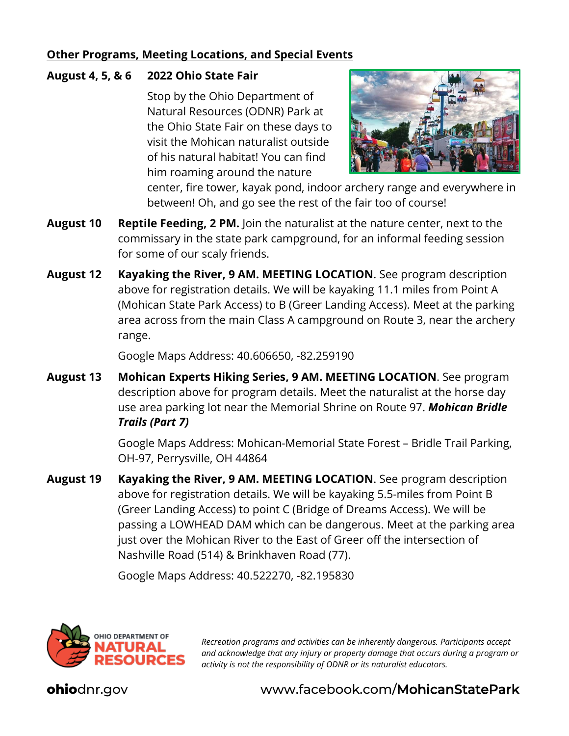## Other Programs, Meeting Locations, and Special Events

**August 4, 5, & 6** **2022 Ohio State Fair**

Stop by the Ohio Department of Natural Resources (ODNR) Park at the Ohio State Fair on these days to visit the Mohican naturalist outside of his natural habitat! You can find him roaming around the nature center, fire tower, kayak pond, indoor archery range and everywhere in between! Oh, and go see the rest of the fair too of course!

**August 10** **Reptile Feeding, 2 PM.** Join the naturalist at the nature center, next to the commissary in the state park campground, for an informal feeding session for some of our scaly friends.

**August 12** **Kayaking the River, 9 AM. MEETING LOCATION**. See program description above for registration details. We will be kayaking 11.1 miles from Point A (Mohican State Park Access) to B (Greer Landing Access). Meet at the parking area across from the main Class A campground on Route 3, near the archery range.

Google Maps Address: 40.606650, -82.259190

**August 13** **Mohican Experts Hiking Series, 9 AM. MEETING LOCATION**. See program description above for program details. Meet the naturalist at the horse day use area parking lot near the Memorial Shrine on Route 97. ***Mohican Bridle Trails (Part 7)***

Google Maps Address: Mohican-Memorial State Forest – Bridle Trail Parking, OH-97, Perrysville, OH 44864

**August 19** **Kayaking the River, 9 AM. MEETING LOCATION**. See program description above for registration details. We will be kayaking 5.5-miles from Point B (Greer Landing Access) to point C (Bridge of Dreams Access). We will be passing a LOWHEAD DAM which can be dangerous. Meet at the parking area just over the Mohican River to the East of Greer off the intersection of Nashville Road (514) & Brinkhaven Road (77).

Google Maps Address: 40.522270, -82.195830

*Recreation programs and activities can be inherently dangerous. Participants accept and acknowledge that any injury or property damage that occurs during a program or activity is not the responsibility of ODNR or its naturalist educators.*

**ohio**dnr.gov www.facebook.com/**MohicanStatePark**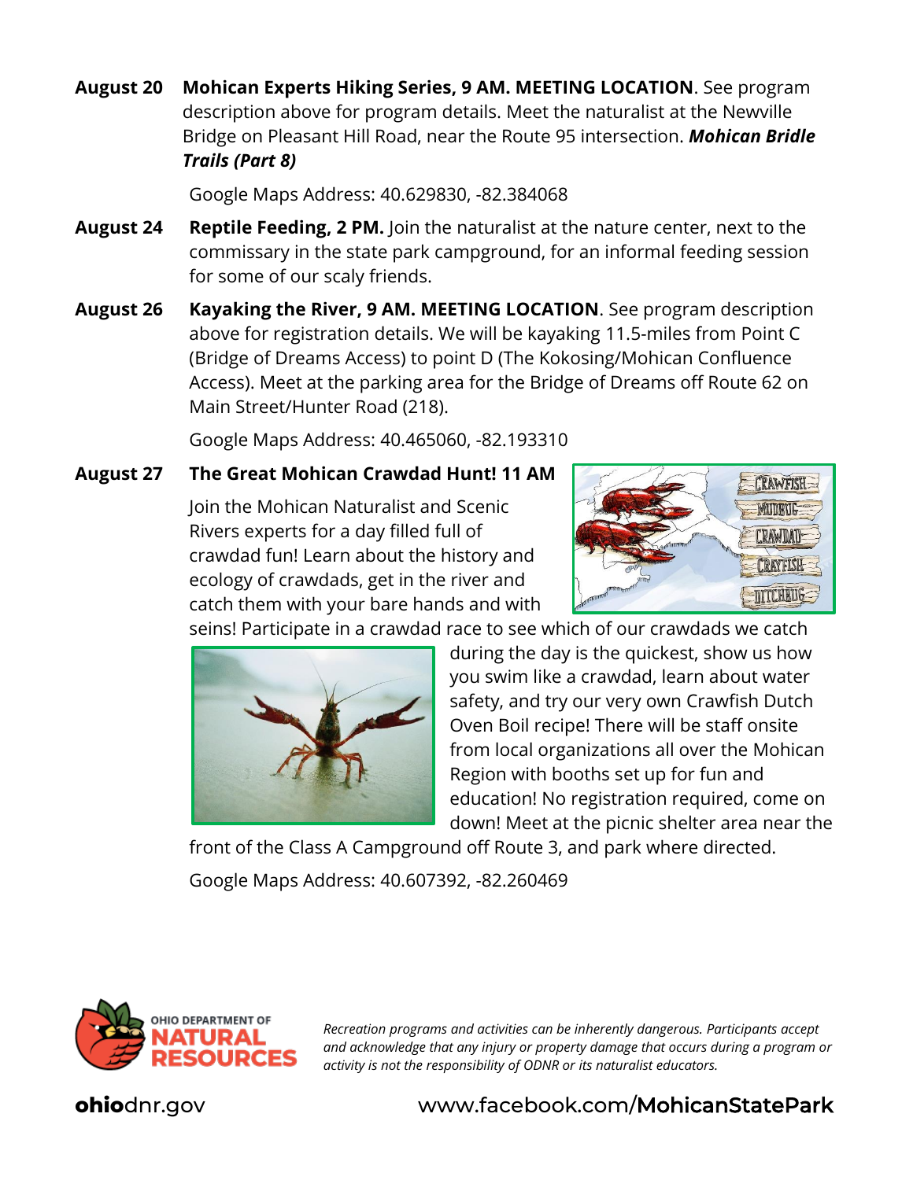**August 20** **Mohican Experts Hiking Series, 9 AM. MEETING LOCATION**. See program description above for program details. Meet the naturalist at the Newville Bridge on Pleasant Hill Road, near the Route 95 intersection. ***Mohican Bridle Trails (Part 8)***

Google Maps Address: 40.629830, -82.384068

**August 24** **Reptile Feeding, 2 PM.** Join the naturalist at the nature center, next to the commissary in the state park campground, for an informal feeding session for some of our scaly friends.

**August 26** **Kayaking the River, 9 AM. MEETING LOCATION**. See program description above for registration details. We will be kayaking 11.5-miles from Point C (Bridge of Dreams Access) to point D (The Kokosing/Mohican Confluence Access). Meet at the parking area for the Bridge of Dreams off Route 62 on Main Street/Hunter Road (218).

Google Maps Address: 40.465060, -82.193310

**August 27** **The Great Mohican Crawdad Hunt! 11 AM**

Join the Mohican Naturalist and Scenic Rivers experts for a day filled full of crawdad fun! Learn about the history and ecology of crawdads, get in the river and catch them with your bare hands and with seins! Participate in a crawdad race to see which of our crawdads we catch during the day is the quickest, show us how you swim like a crawdad, learn about water safety, and try our very own Crawfish Dutch Oven Boil recipe! There will be staff onsite from local organizations all over the Mohican Region with booths set up for fun and education! No registration required, come on down! Meet at the picnic shelter area near the front of the Class A Campground off Route 3, and park where directed.

Google Maps Address: 40.607392, -82.260469

OHIO DEPARTMENT OF NATURAL RESOURCES

*Recreation programs and activities can be inherently dangerous. Participants accept and acknowledge that any injury or property damage that occurs during a program or activity is not the responsibility of ODNR or its naturalist educators.*

**ohio**dnr.gov www.facebook.com/**MohicanStatePark**